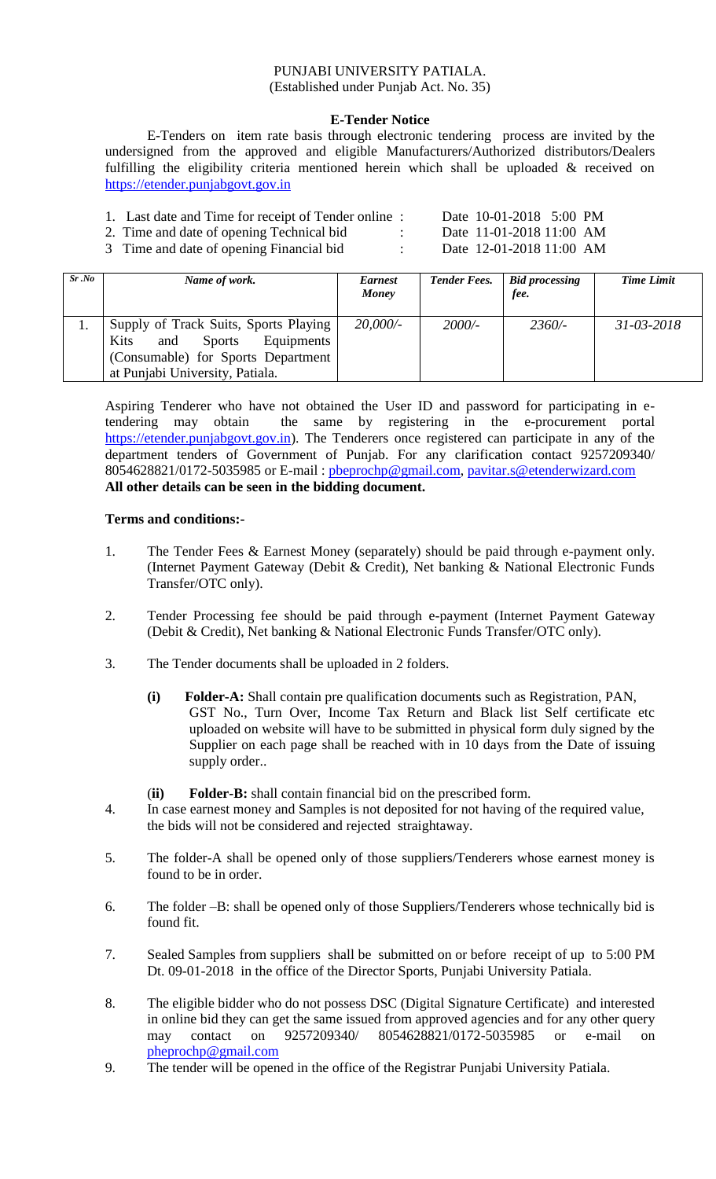# PUNJABI UNIVERSITY PATIALA.

(Established under Punjab Act. No. 35)

## E-Tender Notice

E-Tenders on item rate basis through electronic tendering process are invited by the undersigned from the approved and eligible Manufacturers/Authorized distributors/Dealers fulfilling the eligibility criteria mentioned herein which shall be uploaded & received on https://etender.punjabgovt.gov.in

| | | |
|---|---|---|
| 1. Last date and Time for receipt of Tender online | : | Date 10-01-2018 5:00 PM |
| 2. Time and date of opening Technical bid | : | Date 11-01-2018 11:00 AM |
| 3 Time and date of opening Financial bid | : | Date 12-01-2018 11:00 AM |

| *Sr .No* | *Name of work.* | *Earnest Money* | *Tender Fees.* | *Bid processing fee.* | *Time Limit* |
|---|---|---|---|---|---|
| 1. | Supply of Track Suits, Sports Playing Kits and Sports Equipments (Consumable) for Sports Department at Punjabi University, Patiala. | *20,000/-* | *2000/-* | *2360/-* | *31-03-2018* |

Aspiring Tenderer who have not obtained the User ID and password for participating in e-tendering may obtain the same by registering in the e-procurement portal https://etender.punjabgovt.gov.in). The Tenderers once registered can participate in any of the department tenders of Government of Punjab. For any clarification contact 9257209340/ 8054628821/0172-5035985 or E-mail : pbeprochp@gmail.com, pavitar.s@etenderwizard.com

**All other details can be seen in the bidding document.**

**Terms and conditions:-**

1. The Tender Fees & Earnest Money (separately) should be paid through e-payment only. (Internet Payment Gateway (Debit & Credit), Net banking & National Electronic Funds Transfer/OTC only).
2. Tender Processing fee should be paid through e-payment (Internet Payment Gateway (Debit & Credit), Net banking & National Electronic Funds Transfer/OTC only).
3. The Tender documents shall be uploaded in 2 folders.
   - **(i) Folder-A:** Shall contain pre qualification documents such as Registration, PAN, GST No., Turn Over, Income Tax Return and Black list Self certificate etc uploaded on website will have to be submitted in physical form duly signed by the Supplier on each page shall be reached with in 10 days from the Date of issuing supply order..
   - (**ii**) **Folder-B:** shall contain financial bid on the prescribed form.
4. In case earnest money and Samples is not deposited for not having of the required value, the bids will not be considered and rejected straightaway.
5. The folder-A shall be opened only of those suppliers/Tenderers whose earnest money is found to be in order.
6. The folder –B: shall be opened only of those Suppliers/Tenderers whose technically bid is found fit.
7. Sealed Samples from suppliers shall be submitted on or before receipt of up to 5:00 PM Dt. 09-01-2018 in the office of the Director Sports, Punjabi University Patiala.
8. The eligible bidder who do not possess DSC (Digital Signature Certificate) and interested in online bid they can get the same issued from approved agencies and for any other query may contact on 9257209340/ 8054628821/0172-5035985 or e-mail on pheprochp@gmail.com
9. The tender will be opened in the office of the Registrar Punjabi University Patiala.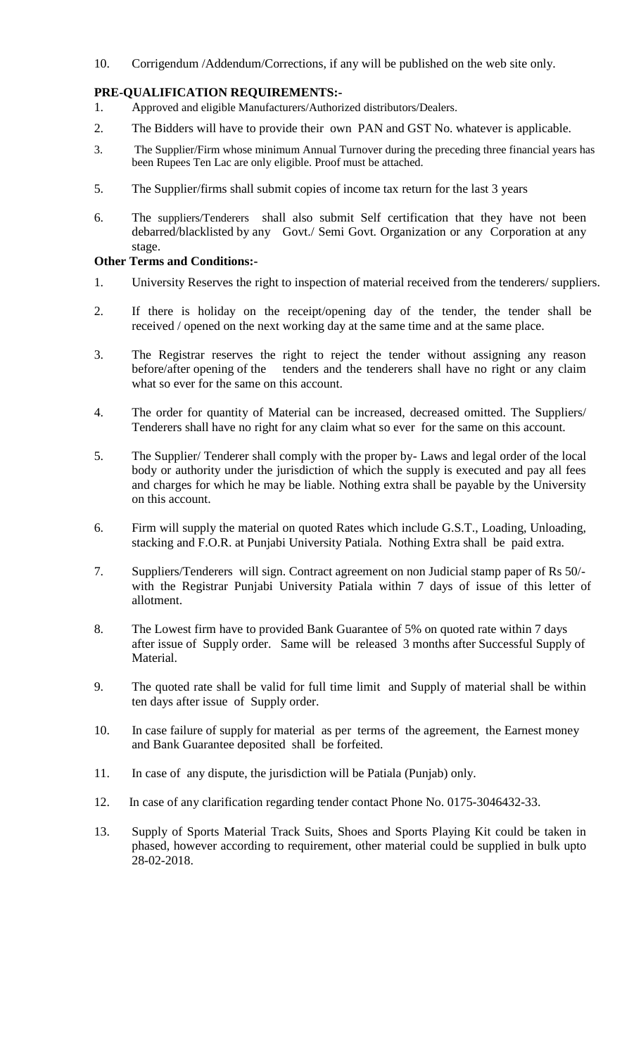10. Corrigendum /Addendum/Corrections, if any will be published on the web site only.

**PRE-QUALIFICATION REQUIREMENTS:-**

1. Approved and eligible Manufacturers/Authorized distributors/Dealers.
2. The Bidders will have to provide their own PAN and GST No. whatever is applicable.
3. The Supplier/Firm whose minimum Annual Turnover during the preceding three financial years has been Rupees Ten Lac are only eligible. Proof must be attached.
5. The Supplier/firms shall submit copies of income tax return for the last 3 years
6. The suppliers/Tenderers shall also submit Self certification that they have not been debarred/blacklisted by any Govt./ Semi Govt. Organization or any Corporation at any stage.

**Other Terms and Conditions:-**

1. University Reserves the right to inspection of material received from the tenderers/ suppliers.
2. If there is holiday on the receipt/opening day of the tender, the tender shall be received / opened on the next working day at the same time and at the same place.
3. The Registrar reserves the right to reject the tender without assigning any reason before/after opening of the tenders and the tenderers shall have no right or any claim what so ever for the same on this account.
4. The order for quantity of Material can be increased, decreased omitted. The Suppliers/ Tenderers shall have no right for any claim what so ever for the same on this account.
5. The Supplier/ Tenderer shall comply with the proper by- Laws and legal order of the local body or authority under the jurisdiction of which the supply is executed and pay all fees and charges for which he may be liable. Nothing extra shall be payable by the University on this account.
6. Firm will supply the material on quoted Rates which include G.S.T., Loading, Unloading, stacking and F.O.R. at Punjabi University Patiala. Nothing Extra shall be paid extra.
7. Suppliers/Tenderers will sign. Contract agreement on non Judicial stamp paper of Rs 50/- with the Registrar Punjabi University Patiala within 7 days of issue of this letter of allotment.
8. The Lowest firm have to provided Bank Guarantee of 5% on quoted rate within 7 days after issue of Supply order. Same will be released 3 months after Successful Supply of Material.
9. The quoted rate shall be valid for full time limit and Supply of material shall be within ten days after issue of Supply order.
10. In case failure of supply for material as per terms of the agreement, the Earnest money and Bank Guarantee deposited shall be forfeited.
11. In case of any dispute, the jurisdiction will be Patiala (Punjab) only.
12. In case of any clarification regarding tender contact Phone No. 0175-3046432-33.
13. Supply of Sports Material Track Suits, Shoes and Sports Playing Kit could be taken in phased, however according to requirement, other material could be supplied in bulk upto 28-02-2018.